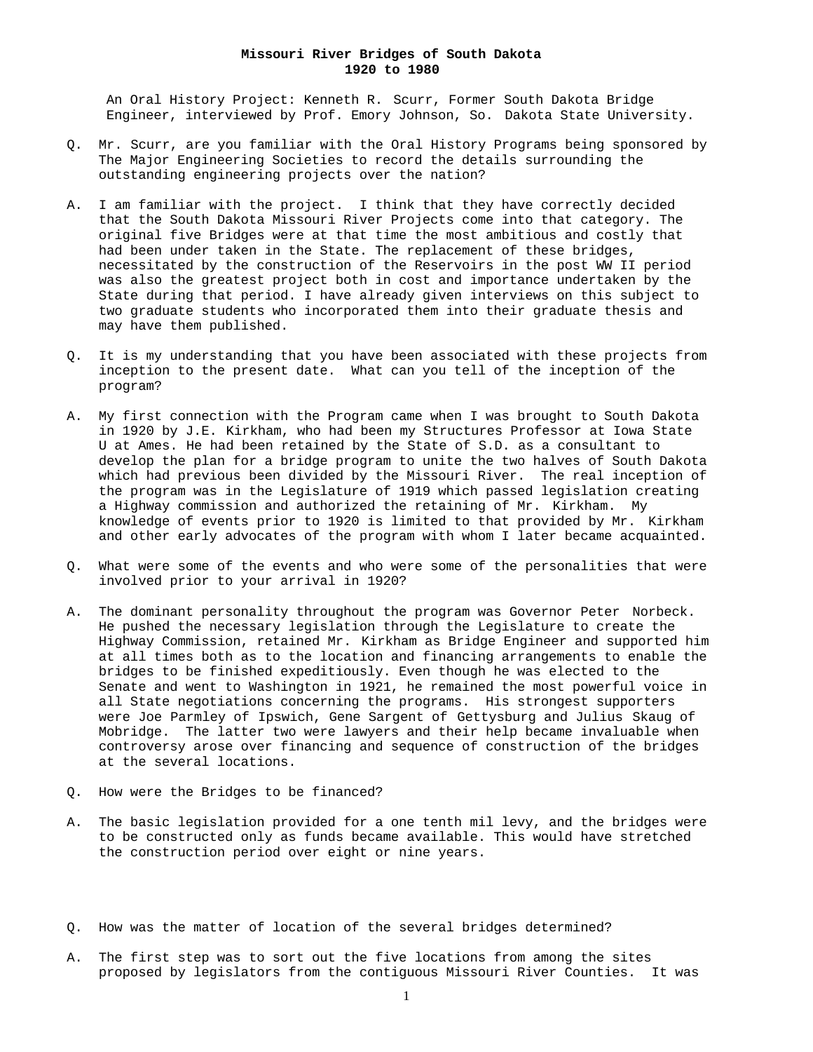**Missouri River Bridges of South Dakota**
**1920 to 1980**

An Oral History Project: Kenneth R. Scurr, Former South Dakota Bridge Engineer, interviewed by Prof. Emory Johnson, So. Dakota State University.

Q. Mr. Scurr, are you familiar with the Oral History Programs being sponsored by The Major Engineering Societies to record the details surrounding the outstanding engineering projects over the nation?

A. I am familiar with the project. I think that they have correctly decided that the South Dakota Missouri River Projects come into that category. The original five Bridges were at that time the most ambitious and costly that had been under taken in the State. The replacement of these bridges, necessitated by the construction of the Reservoirs in the post WW II period was also the greatest project both in cost and importance undertaken by the State during that period. I have already given interviews on this subject to two graduate students who incorporated them into their graduate thesis and may have them published.

Q. It is my understanding that you have been associated with these projects from inception to the present date. What can you tell of the inception of the program?

A. My first connection with the Program came when I was brought to South Dakota in 1920 by J.E. Kirkham, who had been my Structures Professor at Iowa State U at Ames. He had been retained by the State of S.D. as a consultant to develop the plan for a bridge program to unite the two halves of South Dakota which had previous been divided by the Missouri River. The real inception of the program was in the Legislature of 1919 which passed legislation creating a Highway commission and authorized the retaining of Mr. Kirkham. My knowledge of events prior to 1920 is limited to that provided by Mr. Kirkham and other early advocates of the program with whom I later became acquainted.

Q. What were some of the events and who were some of the personalities that were involved prior to your arrival in 1920?

A. The dominant personality throughout the program was Governor Peter Norbeck. He pushed the necessary legislation through the Legislature to create the Highway Commission, retained Mr. Kirkham as Bridge Engineer and supported him at all times both as to the location and financing arrangements to enable the bridges to be finished expeditiously. Even though he was elected to the Senate and went to Washington in 1921, he remained the most powerful voice in all State negotiations concerning the programs. His strongest supporters were Joe Parmley of Ipswich, Gene Sargent of Gettysburg and Julius Skaug of Mobridge. The latter two were lawyers and their help became invaluable when controversy arose over financing and sequence of construction of the bridges at the several locations.

Q. How were the Bridges to be financed?

A. The basic legislation provided for a one tenth mil levy, and the bridges were to be constructed only as funds became available. This would have stretched the construction period over eight or nine years.

Q. How was the matter of location of the several bridges determined?

A. The first step was to sort out the five locations from among the sites proposed by legislators from the contiguous Missouri River Counties. It was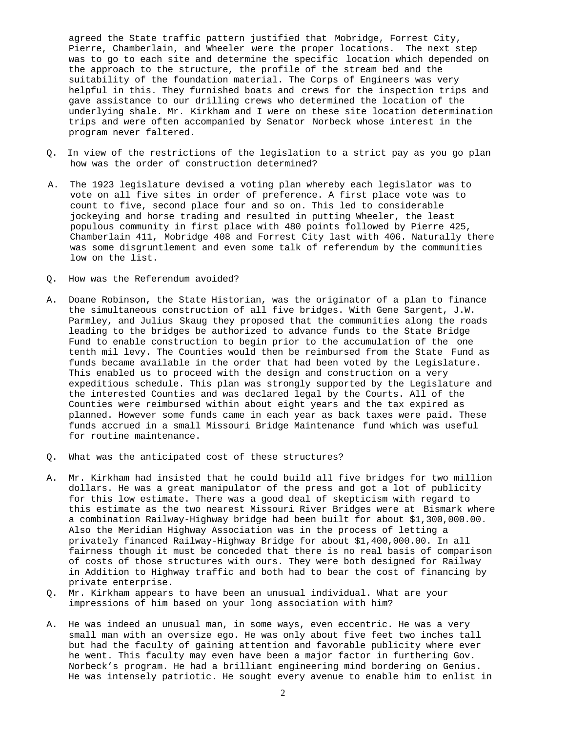agreed the State traffic pattern justified that Mobridge, Forrest City, Pierre, Chamberlain, and Wheeler were the proper locations. The next step was to go to each site and determine the specific location which depended on the approach to the structure, the profile of the stream bed and the suitability of the foundation material. The Corps of Engineers was very helpful in this. They furnished boats and crews for the inspection trips and gave assistance to our drilling crews who determined the location of the underlying shale. Mr. Kirkham and I were on these site location determination trips and were often accompanied by Senator Norbeck whose interest in the program never faltered.

Q. In view of the restrictions of the legislation to a strict pay as you go plan how was the order of construction determined?

A. The 1923 legislature devised a voting plan whereby each legislator was to vote on all five sites in order of preference. A first place vote was to count to five, second place four and so on. This led to considerable jockeying and horse trading and resulted in putting Wheeler, the least populous community in first place with 480 points followed by Pierre 425, Chamberlain 411, Mobridge 408 and Forrest City last with 406. Naturally there was some disgruntlement and even some talk of referendum by the communities low on the list.

Q. How was the Referendum avoided?

A. Doane Robinson, the State Historian, was the originator of a plan to finance the simultaneous construction of all five bridges. With Gene Sargent, J.W. Parmley, and Julius Skaug they proposed that the communities along the roads leading to the bridges be authorized to advance funds to the State Bridge Fund to enable construction to begin prior to the accumulation of the one tenth mil levy. The Counties would then be reimbursed from the State Fund as funds became available in the order that had been voted by the Legislature. This enabled us to proceed with the design and construction on a very expeditious schedule. This plan was strongly supported by the Legislature and the interested Counties and was declared legal by the Courts. All of the Counties were reimbursed within about eight years and the tax expired as planned. However some funds came in each year as back taxes were paid. These funds accrued in a small Missouri Bridge Maintenance fund which was useful for routine maintenance.

Q. What was the anticipated cost of these structures?

A. Mr. Kirkham had insisted that he could build all five bridges for two million dollars. He was a great manipulator of the press and got a lot of publicity for this low estimate. There was a good deal of skepticism with regard to this estimate as the two nearest Missouri River Bridges were at Bismark where a combination Railway-Highway bridge had been built for about $1,300,000.00. Also the Meridian Highway Association was in the process of letting a privately financed Railway-Highway Bridge for about $1,400,000.00. In all fairness though it must be conceded that there is no real basis of comparison of costs of those structures with ours. They were both designed for Railway in Addition to Highway traffic and both had to bear the cost of financing by private enterprise.

Q. Mr. Kirkham appears to have been an unusual individual. What are your impressions of him based on your long association with him?

A. He was indeed an unusual man, in some ways, even eccentric. He was a very small man with an oversize ego. He was only about five feet two inches tall but had the faculty of gaining attention and favorable publicity where ever he went. This faculty may even have been a major factor in furthering Gov. Norbeck's program. He had a brilliant engineering mind bordering on Genius. He was intensely patriotic. He sought every avenue to enable him to enlist in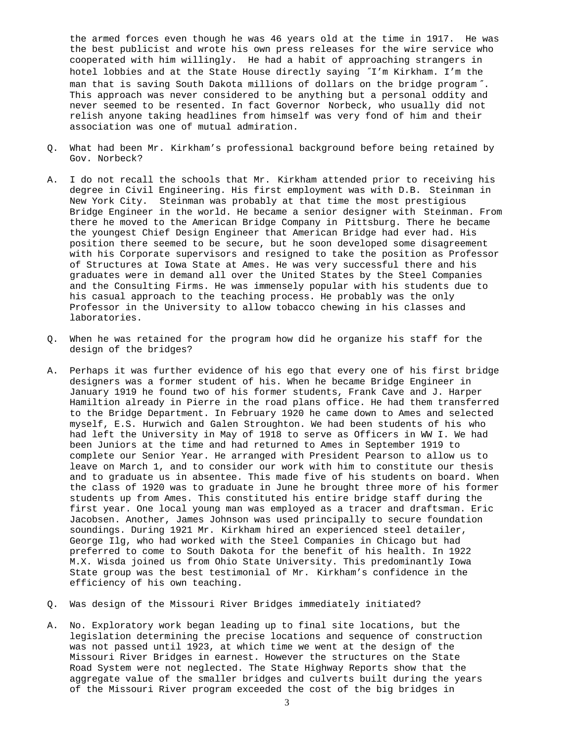the armed forces even though he was 46 years old at the time in 1917. He was the best publicist and wrote his own press releases for the wire service who cooperated with him willingly. He had a habit of approaching strangers in hotel lobbies and at the State House directly saying ″I'm Kirkham. I'm the man that is saving South Dakota millions of dollars on the bridge program″. This approach was never considered to be anything but a personal oddity and never seemed to be resented. In fact Governor Norbeck, who usually did not relish anyone taking headlines from himself was very fond of him and their association was one of mutual admiration.

Q. What had been Mr. Kirkham's professional background before being retained by Gov. Norbeck?

A. I do not recall the schools that Mr. Kirkham attended prior to receiving his degree in Civil Engineering. His first employment was with D.B. Steinman in New York City. Steinman was probably at that time the most prestigious Bridge Engineer in the world. He became a senior designer with Steinman. From there he moved to the American Bridge Company in Pittsburg. There he became the youngest Chief Design Engineer that American Bridge had ever had. His position there seemed to be secure, but he soon developed some disagreement with his Corporate supervisors and resigned to take the position as Professor of Structures at Iowa State at Ames. He was very successful there and his graduates were in demand all over the United States by the Steel Companies and the Consulting Firms. He was immensely popular with his students due to his casual approach to the teaching process. He probably was the only Professor in the University to allow tobacco chewing in his classes and laboratories.

Q. When he was retained for the program how did he organize his staff for the design of the bridges?

A. Perhaps it was further evidence of his ego that every one of his first bridge designers was a former student of his. When he became Bridge Engineer in January 1919 he found two of his former students, Frank Cave and J. Harper Hamiltion already in Pierre in the road plans office. He had them transferred to the Bridge Department. In February 1920 he came down to Ames and selected myself, E.S. Hurwich and Galen Stroughton. We had been students of his who had left the University in May of 1918 to serve as Officers in WW I. We had been Juniors at the time and had returned to Ames in September 1919 to complete our Senior Year. He arranged with President Pearson to allow us to leave on March 1, and to consider our work with him to constitute our thesis and to graduate us in absentee. This made five of his students on board. When the class of 1920 was to graduate in June he brought three more of his former students up from Ames. This constituted his entire bridge staff during the first year. One local young man was employed as a tracer and draftsman. Eric Jacobsen. Another, James Johnson was used principally to secure foundation soundings. During 1921 Mr. Kirkham hired an experienced steel detailer, George Ilg, who had worked with the Steel Companies in Chicago but had preferred to come to South Dakota for the benefit of his health. In 1922 M.X. Wisda joined us from Ohio State University. This predominantly Iowa State group was the best testimonial of Mr. Kirkham's confidence in the efficiency of his own teaching.

Q. Was design of the Missouri River Bridges immediately initiated?

A. No. Exploratory work began leading up to final site locations, but the legislation determining the precise locations and sequence of construction was not passed until 1923, at which time we went at the design of the Missouri River Bridges in earnest. However the structures on the State Road System were not neglected. The State Highway Reports show that the aggregate value of the smaller bridges and culverts built during the years of the Missouri River program exceeded the cost of the big bridges in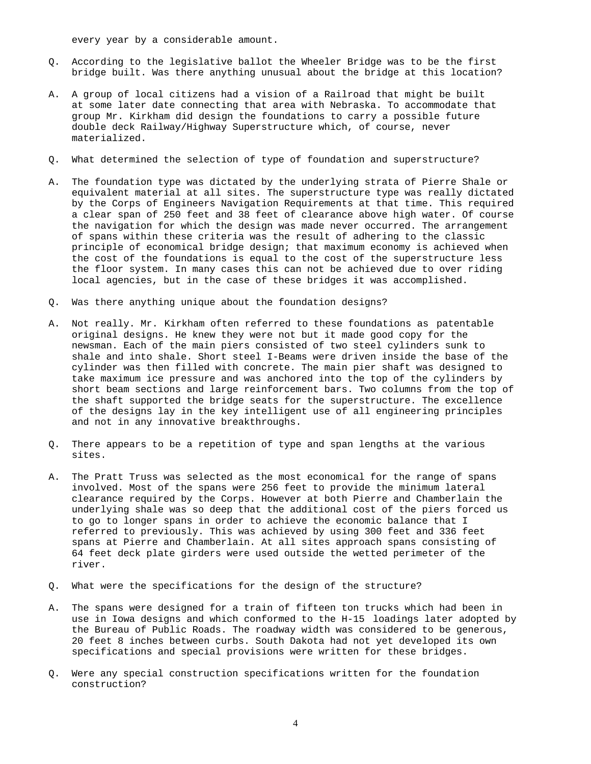every year by a considerable amount.

Q. According to the legislative ballot the Wheeler Bridge was to be the first bridge built. Was there anything unusual about the bridge at this location?

A. A group of local citizens had a vision of a Railroad that might be built at some later date connecting that area with Nebraska. To accommodate that group Mr. Kirkham did design the foundations to carry a possible future double deck Railway/Highway Superstructure which, of course, never materialized.

Q. What determined the selection of type of foundation and superstructure?

A. The foundation type was dictated by the underlying strata of Pierre Shale or equivalent material at all sites. The superstructure type was really dictated by the Corps of Engineers Navigation Requirements at that time. This required a clear span of 250 feet and 38 feet of clearance above high water. Of course the navigation for which the design was made never occurred. The arrangement of spans within these criteria was the result of adhering to the classic principle of economical bridge design; that maximum economy is achieved when the cost of the foundations is equal to the cost of the superstructure less the floor system. In many cases this can not be achieved due to over riding local agencies, but in the case of these bridges it was accomplished.

Q. Was there anything unique about the foundation designs?

A. Not really. Mr. Kirkham often referred to these foundations as patentable original designs. He knew they were not but it made good copy for the newsman. Each of the main piers consisted of two steel cylinders sunk to shale and into shale. Short steel I-Beams were driven inside the base of the cylinder was then filled with concrete. The main pier shaft was designed to take maximum ice pressure and was anchored into the top of the cylinders by short beam sections and large reinforcement bars. Two columns from the top of the shaft supported the bridge seats for the superstructure. The excellence of the designs lay in the key intelligent use of all engineering principles and not in any innovative breakthroughs.

Q. There appears to be a repetition of type and span lengths at the various sites.

A. The Pratt Truss was selected as the most economical for the range of spans involved. Most of the spans were 256 feet to provide the minimum lateral clearance required by the Corps. However at both Pierre and Chamberlain the underlying shale was so deep that the additional cost of the piers forced us to go to longer spans in order to achieve the economic balance that I referred to previously. This was achieved by using 300 feet and 336 feet spans at Pierre and Chamberlain. At all sites approach spans consisting of 64 feet deck plate girders were used outside the wetted perimeter of the river.

Q. What were the specifications for the design of the structure?

A. The spans were designed for a train of fifteen ton trucks which had been in use in Iowa designs and which conformed to the H-15 loadings later adopted by the Bureau of Public Roads. The roadway width was considered to be generous, 20 feet 8 inches between curbs. South Dakota had not yet developed its own specifications and special provisions were written for these bridges.

Q. Were any special construction specifications written for the foundation construction?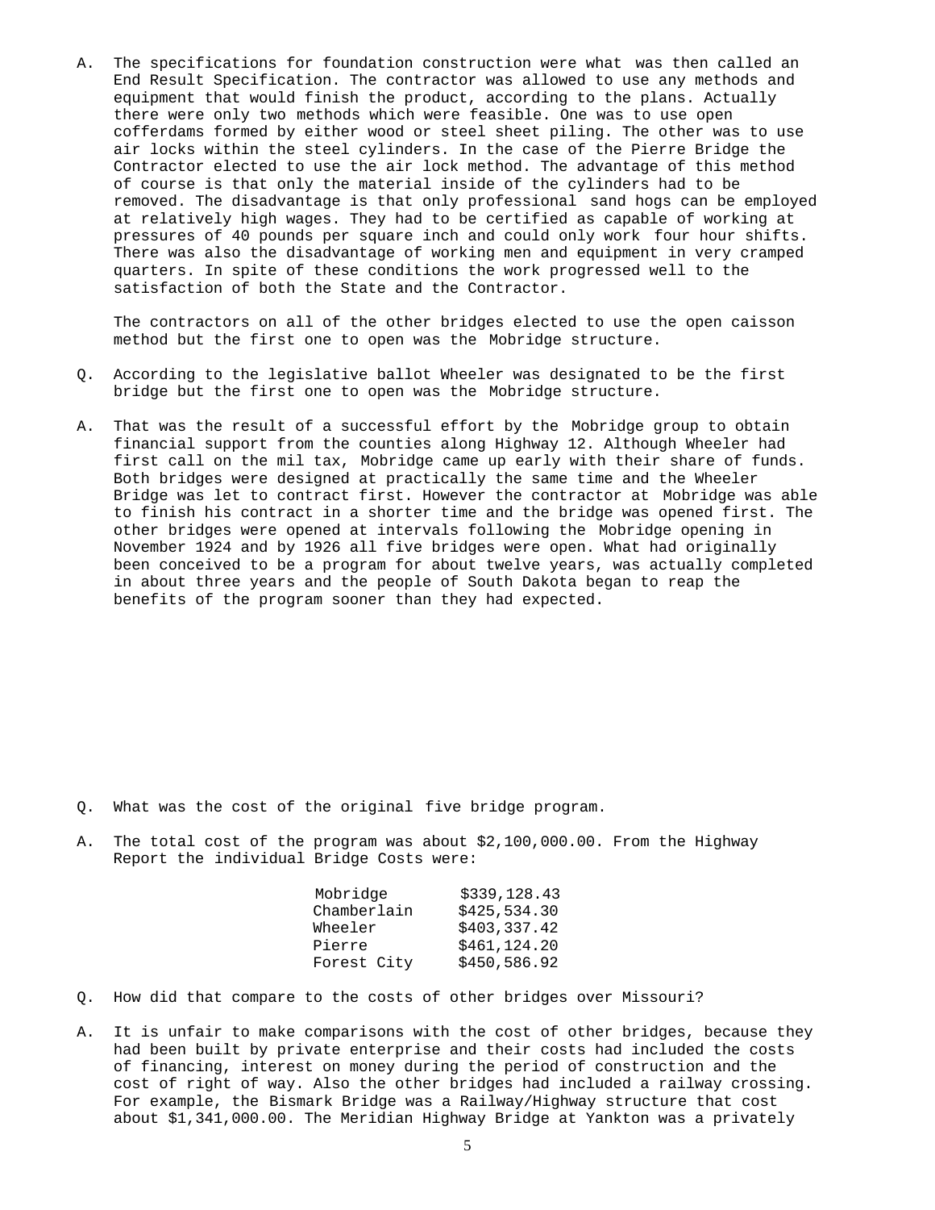A. The specifications for foundation construction were what was then called an End Result Specification. The contractor was allowed to use any methods and equipment that would finish the product, according to the plans. Actually there were only two methods which were feasible. One was to use open cofferdams formed by either wood or steel sheet piling. The other was to use air locks within the steel cylinders. In the case of the Pierre Bridge the Contractor elected to use the air lock method. The advantage of this method of course is that only the material inside of the cylinders had to be removed. The disadvantage is that only professional sand hogs can be employed at relatively high wages. They had to be certified as capable of working at pressures of 40 pounds per square inch and could only work four hour shifts. There was also the disadvantage of working men and equipment in very cramped quarters. In spite of these conditions the work progressed well to the satisfaction of both the State and the Contractor.

The contractors on all of the other bridges elected to use the open caisson method but the first one to open was the Mobridge structure.

Q. According to the legislative ballot Wheeler was designated to be the first bridge but the first one to open was the Mobridge structure.

A. That was the result of a successful effort by the Mobridge group to obtain financial support from the counties along Highway 12. Although Wheeler had first call on the mil tax, Mobridge came up early with their share of funds. Both bridges were designed at practically the same time and the Wheeler Bridge was let to contract first. However the contractor at Mobridge was able to finish his contract in a shorter time and the bridge was opened first. The other bridges were opened at intervals following the Mobridge opening in November 1924 and by 1926 all five bridges were open. What had originally been conceived to be a program for about twelve years, was actually completed in about three years and the people of South Dakota began to reap the benefits of the program sooner than they had expected.

Q. What was the cost of the original five bridge program.

A. The total cost of the program was about $2,100,000.00. From the Highway Report the individual Bridge Costs were:

| | |
|---|---|
| Mobridge | $339,128.43 |
| Chamberlain | $425,534.30 |
| Wheeler | $403,337.42 |
| Pierre | $461,124.20 |
| Forest City | $450,586.92 |

Q. How did that compare to the costs of other bridges over Missouri?

A. It is unfair to make comparisons with the cost of other bridges, because they had been built by private enterprise and their costs had included the costs of financing, interest on money during the period of construction and the cost of right of way. Also the other bridges had included a railway crossing. For example, the Bismark Bridge was a Railway/Highway structure that cost about $1,341,000.00. The Meridian Highway Bridge at Yankton was a privately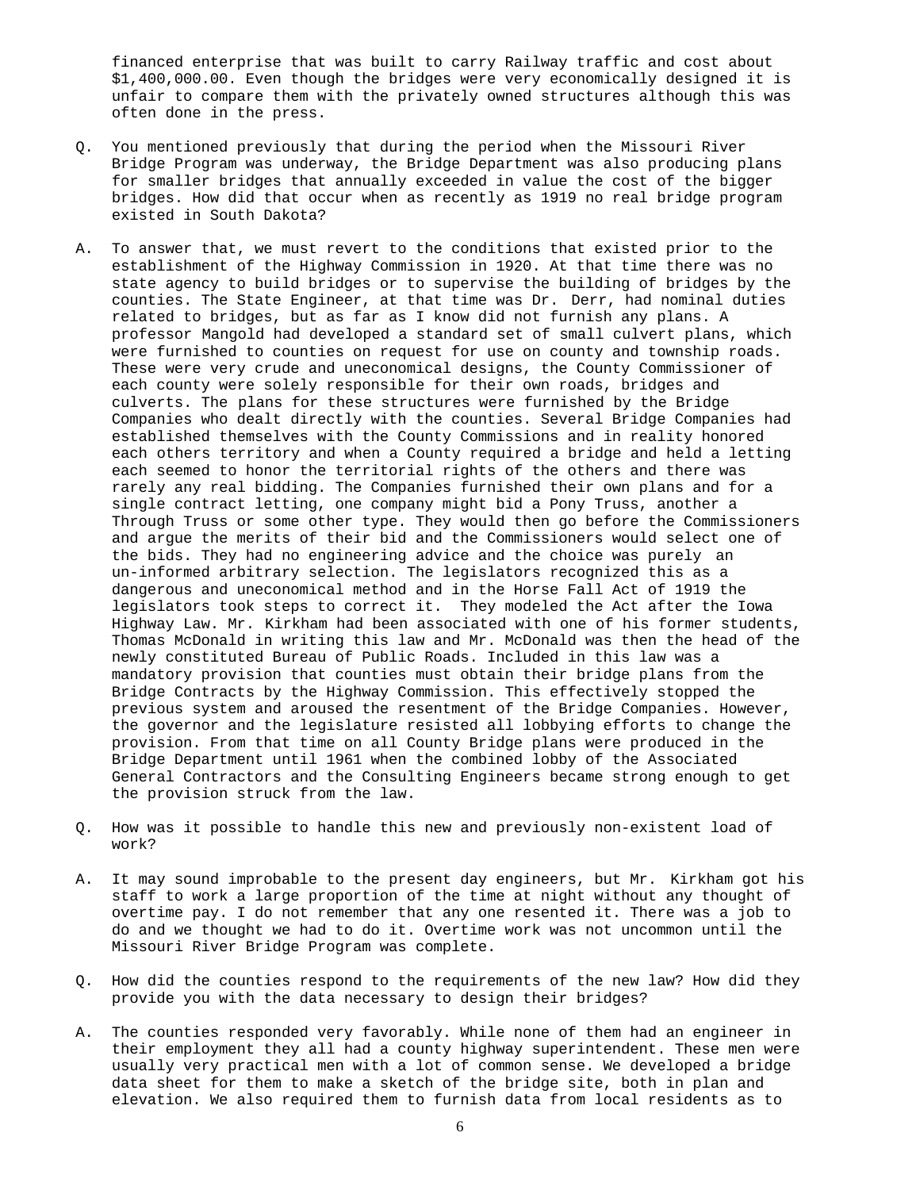financed enterprise that was built to carry Railway traffic and cost about $1,400,000.00. Even though the bridges were very economically designed it is unfair to compare them with the privately owned structures although this was often done in the press.

Q. You mentioned previously that during the period when the Missouri River Bridge Program was underway, the Bridge Department was also producing plans for smaller bridges that annually exceeded in value the cost of the bigger bridges. How did that occur when as recently as 1919 no real bridge program existed in South Dakota?

A. To answer that, we must revert to the conditions that existed prior to the establishment of the Highway Commission in 1920. At that time there was no state agency to build bridges or to supervise the building of bridges by the counties. The State Engineer, at that time was Dr. Derr, had nominal duties related to bridges, but as far as I know did not furnish any plans. A professor Mangold had developed a standard set of small culvert plans, which were furnished to counties on request for use on county and township roads. These were very crude and uneconomical designs, the County Commissioner of each county were solely responsible for their own roads, bridges and culverts. The plans for these structures were furnished by the Bridge Companies who dealt directly with the counties. Several Bridge Companies had established themselves with the County Commissions and in reality honored each others territory and when a County required a bridge and held a letting each seemed to honor the territorial rights of the others and there was rarely any real bidding. The Companies furnished their own plans and for a single contract letting, one company might bid a Pony Truss, another a Through Truss or some other type. They would then go before the Commissioners and argue the merits of their bid and the Commissioners would select one of the bids. They had no engineering advice and the choice was purely an un-informed arbitrary selection. The legislators recognized this as a dangerous and uneconomical method and in the Horse Fall Act of 1919 the legislators took steps to correct it. They modeled the Act after the Iowa Highway Law. Mr. Kirkham had been associated with one of his former students, Thomas McDonald in writing this law and Mr. McDonald was then the head of the newly constituted Bureau of Public Roads. Included in this law was a mandatory provision that counties must obtain their bridge plans from the Bridge Contracts by the Highway Commission. This effectively stopped the previous system and aroused the resentment of the Bridge Companies. However, the governor and the legislature resisted all lobbying efforts to change the provision. From that time on all County Bridge plans were produced in the Bridge Department until 1961 when the combined lobby of the Associated General Contractors and the Consulting Engineers became strong enough to get the provision struck from the law.

Q. How was it possible to handle this new and previously non-existent load of work?

A. It may sound improbable to the present day engineers, but Mr. Kirkham got his staff to work a large proportion of the time at night without any thought of overtime pay. I do not remember that any one resented it. There was a job to do and we thought we had to do it. Overtime work was not uncommon until the Missouri River Bridge Program was complete.

Q. How did the counties respond to the requirements of the new law? How did they provide you with the data necessary to design their bridges?

A. The counties responded very favorably. While none of them had an engineer in their employment they all had a county highway superintendent. These men were usually very practical men with a lot of common sense. We developed a bridge data sheet for them to make a sketch of the bridge site, both in plan and elevation. We also required them to furnish data from local residents as to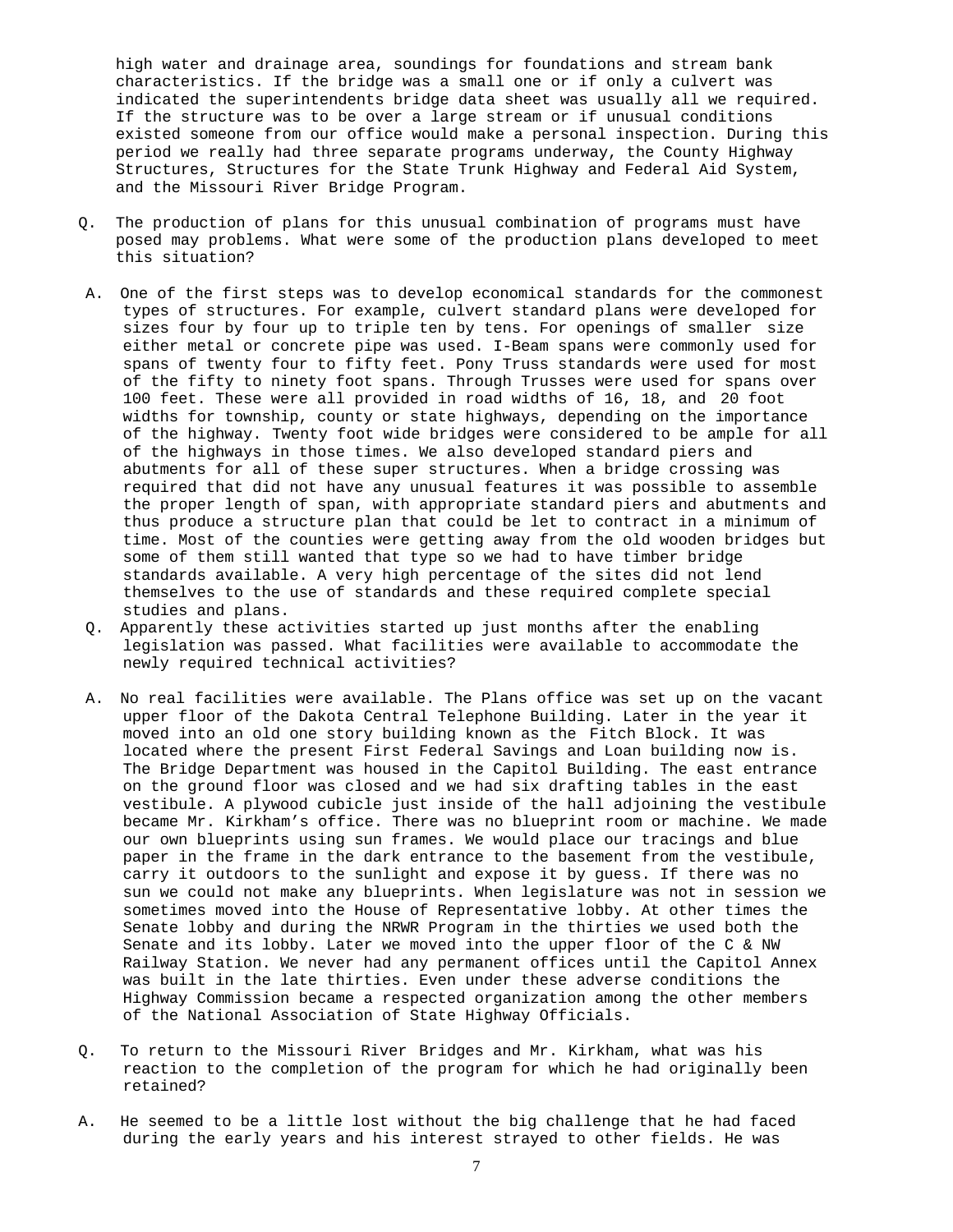high water and drainage area, soundings for foundations and stream bank characteristics. If the bridge was a small one or if only a culvert was indicated the superintendents bridge data sheet was usually all we required. If the structure was to be over a large stream or if unusual conditions existed someone from our office would make a personal inspection. During this period we really had three separate programs underway, the County Highway Structures, Structures for the State Trunk Highway and Federal Aid System, and the Missouri River Bridge Program.

Q. The production of plans for this unusual combination of programs must have posed may problems. What were some of the production plans developed to meet this situation?

A. One of the first steps was to develop economical standards for the commonest types of structures. For example, culvert standard plans were developed for sizes four by four up to triple ten by tens. For openings of smaller size either metal or concrete pipe was used. I-Beam spans were commonly used for spans of twenty four to fifty feet. Pony Truss standards were used for most of the fifty to ninety foot spans. Through Trusses were used for spans over 100 feet. These were all provided in road widths of 16, 18, and 20 foot widths for township, county or state highways, depending on the importance of the highway. Twenty foot wide bridges were considered to be ample for all of the highways in those times. We also developed standard piers and abutments for all of these super structures. When a bridge crossing was required that did not have any unusual features it was possible to assemble the proper length of span, with appropriate standard piers and abutments and thus produce a structure plan that could be let to contract in a minimum of time. Most of the counties were getting away from the old wooden bridges but some of them still wanted that type so we had to have timber bridge standards available. A very high percentage of the sites did not lend themselves to the use of standards and these required complete special studies and plans.

Q. Apparently these activities started up just months after the enabling legislation was passed. What facilities were available to accommodate the newly required technical activities?

A. No real facilities were available. The Plans office was set up on the vacant upper floor of the Dakota Central Telephone Building. Later in the year it moved into an old one story building known as the Fitch Block. It was located where the present First Federal Savings and Loan building now is. The Bridge Department was housed in the Capitol Building. The east entrance on the ground floor was closed and we had six drafting tables in the east vestibule. A plywood cubicle just inside of the hall adjoining the vestibule became Mr. Kirkham’s office. There was no blueprint room or machine. We made our own blueprints using sun frames. We would place our tracings and blue paper in the frame in the dark entrance to the basement from the vestibule, carry it outdoors to the sunlight and expose it by guess. If there was no sun we could not make any blueprints. When legislature was not in session we sometimes moved into the House of Representative lobby. At other times the Senate lobby and during the NRWR Program in the thirties we used both the Senate and its lobby. Later we moved into the upper floor of the C & NW Railway Station. We never had any permanent offices until the Capitol Annex was built in the late thirties. Even under these adverse conditions the Highway Commission became a respected organization among the other members of the National Association of State Highway Officials.

Q. To return to the Missouri River Bridges and Mr. Kirkham, what was his reaction to the completion of the program for which he had originally been retained?

A. He seemed to be a little lost without the big challenge that he had faced during the early years and his interest strayed to other fields. He was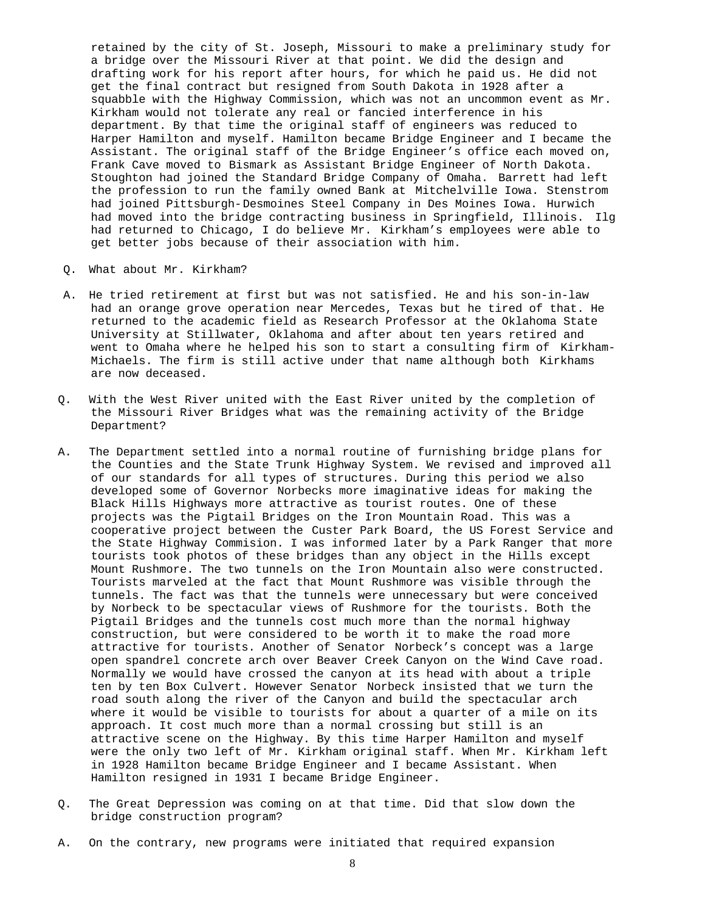retained by the city of St. Joseph, Missouri to make a preliminary study for a bridge over the Missouri River at that point. We did the design and drafting work for his report after hours, for which he paid us. He did not get the final contract but resigned from South Dakota in 1928 after a squabble with the Highway Commission, which was not an uncommon event as Mr. Kirkham would not tolerate any real or fancied interference in his department. By that time the original staff of engineers was reduced to Harper Hamilton and myself. Hamilton became Bridge Engineer and I became the Assistant. The original staff of the Bridge Engineer's office each moved on, Frank Cave moved to Bismark as Assistant Bridge Engineer of North Dakota. Stoughton had joined the Standard Bridge Company of Omaha. Barrett had left the profession to run the family owned Bank at Mitchelville Iowa. Stenstrom had joined Pittsburgh-Desmoines Steel Company in Des Moines Iowa. Hurwich had moved into the bridge contracting business in Springfield, Illinois. Ilg had returned to Chicago, I do believe Mr. Kirkham's employees were able to get better jobs because of their association with him.

Q. What about Mr. Kirkham?

A. He tried retirement at first but was not satisfied. He and his son-in-law had an orange grove operation near Mercedes, Texas but he tired of that. He returned to the academic field as Research Professor at the Oklahoma State University at Stillwater, Oklahoma and after about ten years retired and went to Omaha where he helped his son to start a consulting firm of Kirkham-Michaels. The firm is still active under that name although both Kirkhams are now deceased.

Q. With the West River united with the East River united by the completion of the Missouri River Bridges what was the remaining activity of the Bridge Department?

A. The Department settled into a normal routine of furnishing bridge plans for the Counties and the State Trunk Highway System. We revised and improved all of our standards for all types of structures. During this period we also developed some of Governor Norbecks more imaginative ideas for making the Black Hills Highways more attractive as tourist routes. One of these projects was the Pigtail Bridges on the Iron Mountain Road. This was a cooperative project between the Custer Park Board, the US Forest Service and the State Highway Commision. I was informed later by a Park Ranger that more tourists took photos of these bridges than any object in the Hills except Mount Rushmore. The two tunnels on the Iron Mountain also were constructed. Tourists marveled at the fact that Mount Rushmore was visible through the tunnels. The fact was that the tunnels were unnecessary but were conceived by Norbeck to be spectacular views of Rushmore for the tourists. Both the Pigtail Bridges and the tunnels cost much more than the normal highway construction, but were considered to be worth it to make the road more attractive for tourists. Another of Senator Norbeck's concept was a large open spandrel concrete arch over Beaver Creek Canyon on the Wind Cave road. Normally we would have crossed the canyon at its head with about a triple ten by ten Box Culvert. However Senator Norbeck insisted that we turn the road south along the river of the Canyon and build the spectacular arch where it would be visible to tourists for about a quarter of a mile on its approach. It cost much more than a normal crossing but still is an attractive scene on the Highway. By this time Harper Hamilton and myself were the only two left of Mr. Kirkham original staff. When Mr. Kirkham left in 1928 Hamilton became Bridge Engineer and I became Assistant. When Hamilton resigned in 1931 I became Bridge Engineer.

Q. The Great Depression was coming on at that time. Did that slow down the bridge construction program?

A. On the contrary, new programs were initiated that required expansion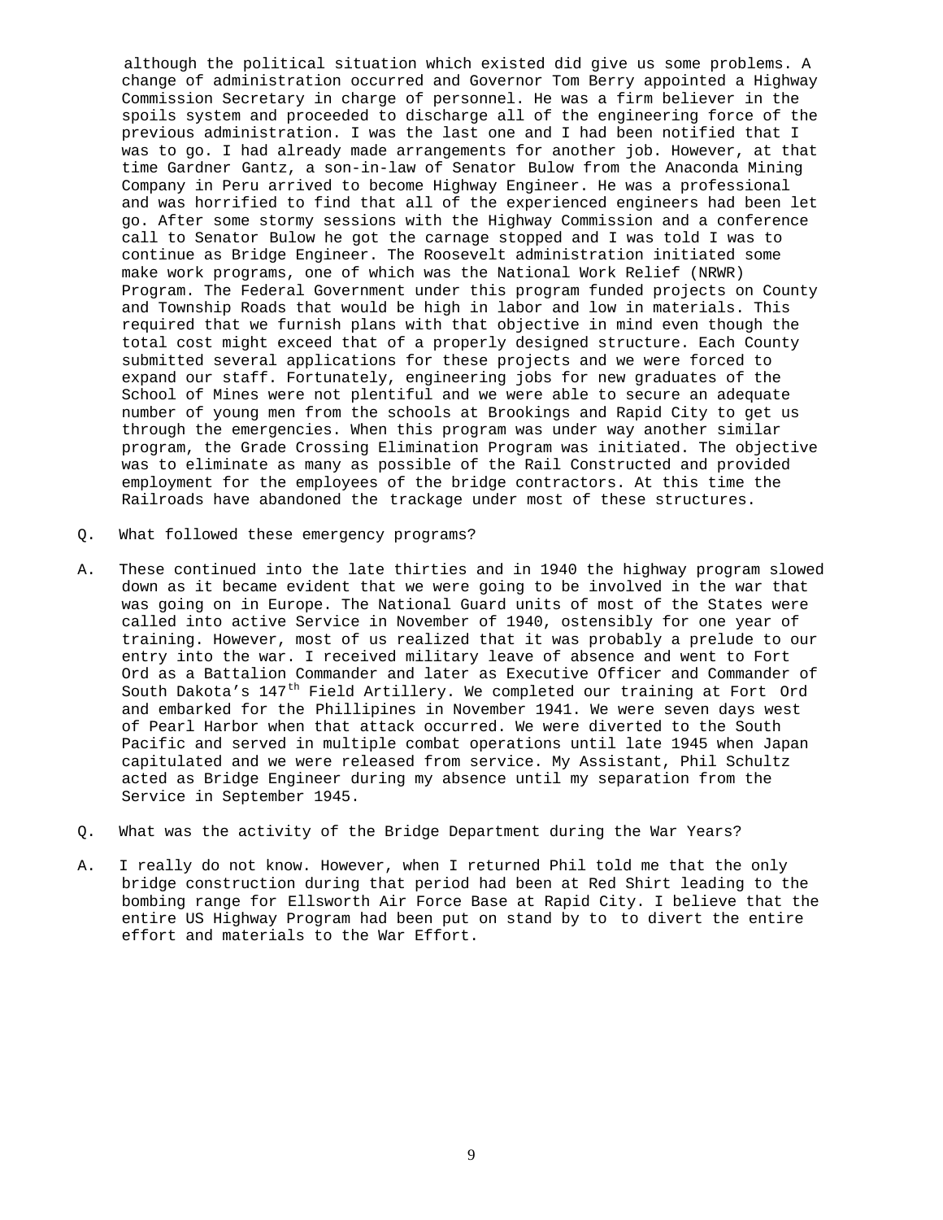although the political situation which existed did give us some problems. A change of administration occurred and Governor Tom Berry appointed a Highway Commission Secretary in charge of personnel. He was a firm believer in the spoils system and proceeded to discharge all of the engineering force of the previous administration. I was the last one and I had been notified that I was to go. I had already made arrangements for another job. However, at that time Gardner Gantz, a son-in-law of Senator Bulow from the Anaconda Mining Company in Peru arrived to become Highway Engineer. He was a professional and was horrified to find that all of the experienced engineers had been let go. After some stormy sessions with the Highway Commission and a conference call to Senator Bulow he got the carnage stopped and I was told I was to continue as Bridge Engineer. The Roosevelt administration initiated some make work programs, one of which was the National Work Relief (NRWR) Program. The Federal Government under this program funded projects on County and Township Roads that would be high in labor and low in materials. This required that we furnish plans with that objective in mind even though the total cost might exceed that of a properly designed structure. Each County submitted several applications for these projects and we were forced to expand our staff. Fortunately, engineering jobs for new graduates of the School of Mines were not plentiful and we were able to secure an adequate number of young men from the schools at Brookings and Rapid City to get us through the emergencies. When this program was under way another similar program, the Grade Crossing Elimination Program was initiated. The objective was to eliminate as many as possible of the Rail Constructed and provided employment for the employees of the bridge contractors. At this time the Railroads have abandoned the trackage under most of these structures.

Q. What followed these emergency programs?

A. These continued into the late thirties and in 1940 the highway program slowed down as it became evident that we were going to be involved in the war that was going on in Europe. The National Guard units of most of the States were called into active Service in November of 1940, ostensibly for one year of training. However, most of us realized that it was probably a prelude to our entry into the war. I received military leave of absence and went to Fort Ord as a Battalion Commander and later as Executive Officer and Commander of South Dakota's 147th Field Artillery. We completed our training at Fort Ord and embarked for the Phillipines in November 1941. We were seven days west of Pearl Harbor when that attack occurred. We were diverted to the South Pacific and served in multiple combat operations until late 1945 when Japan capitulated and we were released from service. My Assistant, Phil Schultz acted as Bridge Engineer during my absence until my separation from the Service in September 1945.

Q. What was the activity of the Bridge Department during the War Years?

A. I really do not know. However, when I returned Phil told me that the only bridge construction during that period had been at Red Shirt leading to the bombing range for Ellsworth Air Force Base at Rapid City. I believe that the entire US Highway Program had been put on stand by to to divert the entire effort and materials to the War Effort.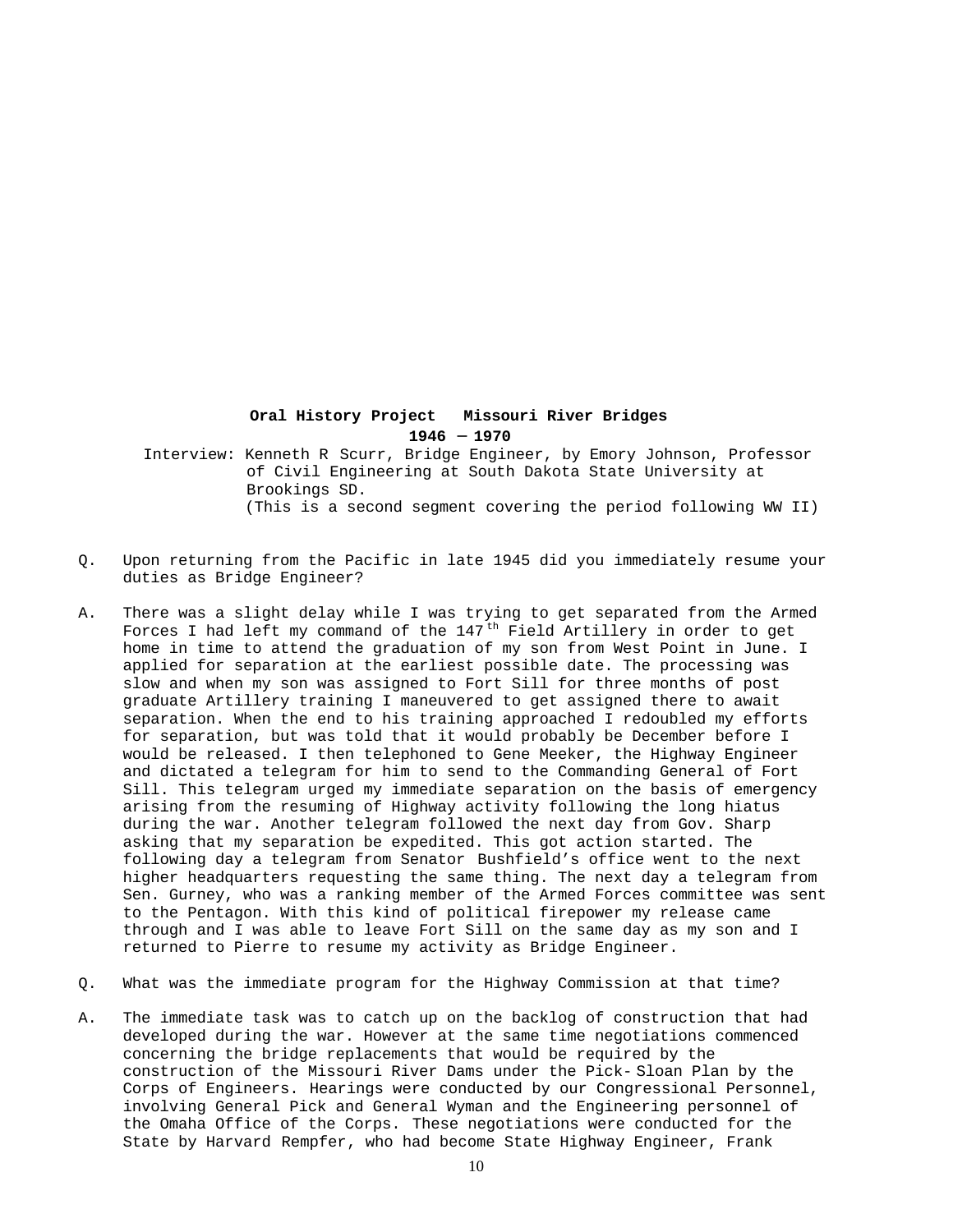**Oral History Project Missouri River Bridges**

**1946 — 1970**

Interview: Kenneth R Scurr, Bridge Engineer, by Emory Johnson, Professor of Civil Engineering at South Dakota State University at Brookings SD.
(This is a second segment covering the period following WW II)

Q. Upon returning from the Pacific in late 1945 did you immediately resume your duties as Bridge Engineer?

A. There was a slight delay while I was trying to get separated from the Armed Forces I had left my command of the 147th Field Artillery in order to get home in time to attend the graduation of my son from West Point in June. I applied for separation at the earliest possible date. The processing was slow and when my son was assigned to Fort Sill for three months of post graduate Artillery training I maneuvered to get assigned there to await separation. When the end to his training approached I redoubled my efforts for separation, but was told that it would probably be December before I would be released. I then telephoned to Gene Meeker, the Highway Engineer and dictated a telegram for him to send to the Commanding General of Fort Sill. This telegram urged my immediate separation on the basis of emergency arising from the resuming of Highway activity following the long hiatus during the war. Another telegram followed the next day from Gov. Sharp asking that my separation be expedited. This got action started. The following day a telegram from Senator Bushfield's office went to the next higher headquarters requesting the same thing. The next day a telegram from Sen. Gurney, who was a ranking member of the Armed Forces committee was sent to the Pentagon. With this kind of political firepower my release came through and I was able to leave Fort Sill on the same day as my son and I returned to Pierre to resume my activity as Bridge Engineer.

Q. What was the immediate program for the Highway Commission at that time?

A. The immediate task was to catch up on the backlog of construction that had developed during the war. However at the same time negotiations commenced concerning the bridge replacements that would be required by the construction of the Missouri River Dams under the Pick-Sloan Plan by the Corps of Engineers. Hearings were conducted by our Congressional Personnel, involving General Pick and General Wyman and the Engineering personnel of the Omaha Office of the Corps. These negotiations were conducted for the State by Harvard Rempfer, who had become State Highway Engineer, Frank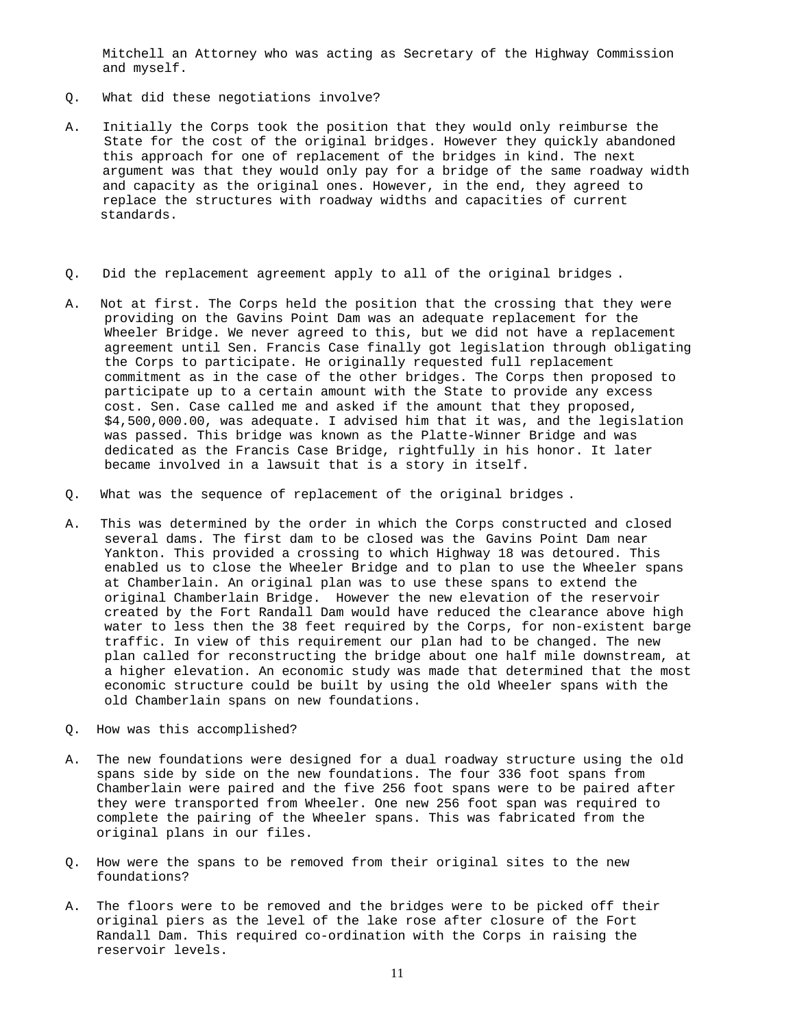Mitchell an Attorney who was acting as Secretary of the Highway Commission and myself.

Q. What did these negotiations involve?

A. Initially the Corps took the position that they would only reimburse the State for the cost of the original bridges. However they quickly abandoned this approach for one of replacement of the bridges in kind. The next argument was that they would only pay for a bridge of the same roadway width and capacity as the original ones. However, in the end, they agreed to replace the structures with roadway widths and capacities of current standards.

Q. Did the replacement agreement apply to all of the original bridges .

A. Not at first. The Corps held the position that the crossing that they were providing on the Gavins Point Dam was an adequate replacement for the Wheeler Bridge. We never agreed to this, but we did not have a replacement agreement until Sen. Francis Case finally got legislation through obligating the Corps to participate. He originally requested full replacement commitment as in the case of the other bridges. The Corps then proposed to participate up to a certain amount with the State to provide any excess cost. Sen. Case called me and asked if the amount that they proposed, $4,500,000.00, was adequate. I advised him that it was, and the legislation was passed. This bridge was known as the Platte-Winner Bridge and was dedicated as the Francis Case Bridge, rightfully in his honor. It later became involved in a lawsuit that is a story in itself.

Q. What was the sequence of replacement of the original bridges .

A. This was determined by the order in which the Corps constructed and closed several dams. The first dam to be closed was the Gavins Point Dam near Yankton. This provided a crossing to which Highway 18 was detoured. This enabled us to close the Wheeler Bridge and to plan to use the Wheeler spans at Chamberlain. An original plan was to use these spans to extend the original Chamberlain Bridge. However the new elevation of the reservoir created by the Fort Randall Dam would have reduced the clearance above high water to less then the 38 feet required by the Corps, for non-existent barge traffic. In view of this requirement our plan had to be changed. The new plan called for reconstructing the bridge about one half mile downstream, at a higher elevation. An economic study was made that determined that the most economic structure could be built by using the old Wheeler spans with the old Chamberlain spans on new foundations.

Q. How was this accomplished?

A. The new foundations were designed for a dual roadway structure using the old spans side by side on the new foundations. The four 336 foot spans from Chamberlain were paired and the five 256 foot spans were to be paired after they were transported from Wheeler. One new 256 foot span was required to complete the pairing of the Wheeler spans. This was fabricated from the original plans in our files.

Q. How were the spans to be removed from their original sites to the new foundations?

A. The floors were to be removed and the bridges were to be picked off their original piers as the level of the lake rose after closure of the Fort Randall Dam. This required co-ordination with the Corps in raising the reservoir levels.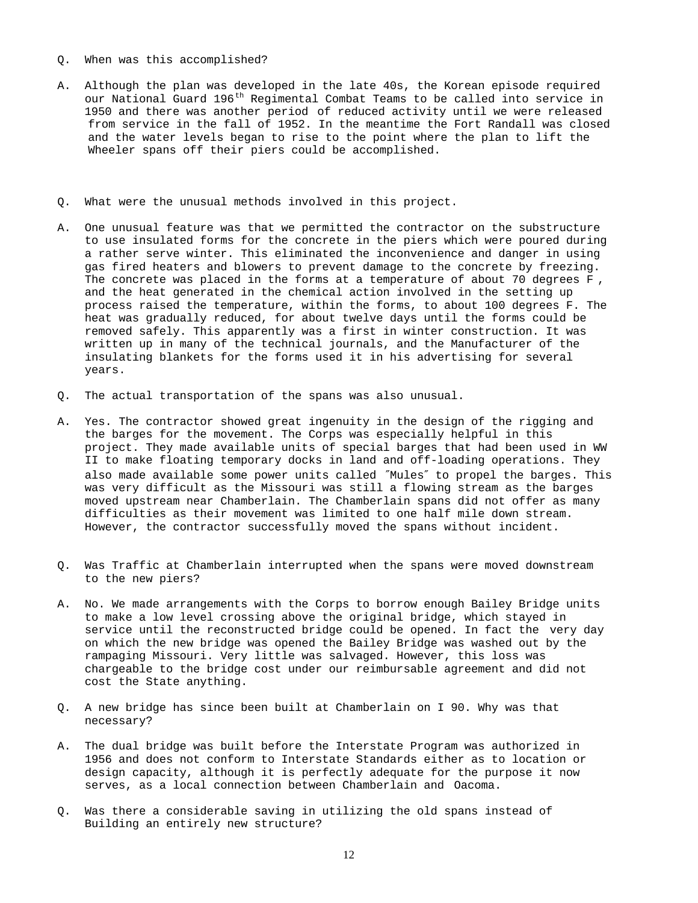Q. When was this accomplished?

A. Although the plan was developed in the late 40s, the Korean episode required our National Guard 196th Regimental Combat Teams to be called into service in 1950 and there was another period of reduced activity until we were released from service in the fall of 1952. In the meantime the Fort Randall was closed and the water levels began to rise to the point where the plan to lift the Wheeler spans off their piers could be accomplished.

Q. What were the unusual methods involved in this project.

A. One unusual feature was that we permitted the contractor on the substructure to use insulated forms for the concrete in the piers which were poured during a rather serve winter. This eliminated the inconvenience and danger in using gas fired heaters and blowers to prevent damage to the concrete by freezing. The concrete was placed in the forms at a temperature of about 70 degrees F , and the heat generated in the chemical action involved in the setting up process raised the temperature, within the forms, to about 100 degrees F. The heat was gradually reduced, for about twelve days until the forms could be removed safely. This apparently was a first in winter construction. It was written up in many of the technical journals, and the Manufacturer of the insulating blankets for the forms used it in his advertising for several years.

Q. The actual transportation of the spans was also unusual.

A. Yes. The contractor showed great ingenuity in the design of the rigging and the barges for the movement. The Corps was especially helpful in this project. They made available units of special barges that had been used in WW II to make floating temporary docks in land and off-loading operations. They also made available some power units called ″Mules″ to propel the barges. This was very difficult as the Missouri was still a flowing stream as the barges moved upstream near Chamberlain. The Chamberlain spans did not offer as many difficulties as their movement was limited to one half mile down stream. However, the contractor successfully moved the spans without incident.

Q. Was Traffic at Chamberlain interrupted when the spans were moved downstream to the new piers?

A. No. We made arrangements with the Corps to borrow enough Bailey Bridge units to make a low level crossing above the original bridge, which stayed in service until the reconstructed bridge could be opened. In fact the very day on which the new bridge was opened the Bailey Bridge was washed out by the rampaging Missouri. Very little was salvaged. However, this loss was chargeable to the bridge cost under our reimbursable agreement and did not cost the State anything.

Q. A new bridge has since been built at Chamberlain on I 90. Why was that necessary?

A. The dual bridge was built before the Interstate Program was authorized in 1956 and does not conform to Interstate Standards either as to location or design capacity, although it is perfectly adequate for the purpose it now serves, as a local connection between Chamberlain and Oacoma.

Q. Was there a considerable saving in utilizing the old spans instead of Building an entirely new structure?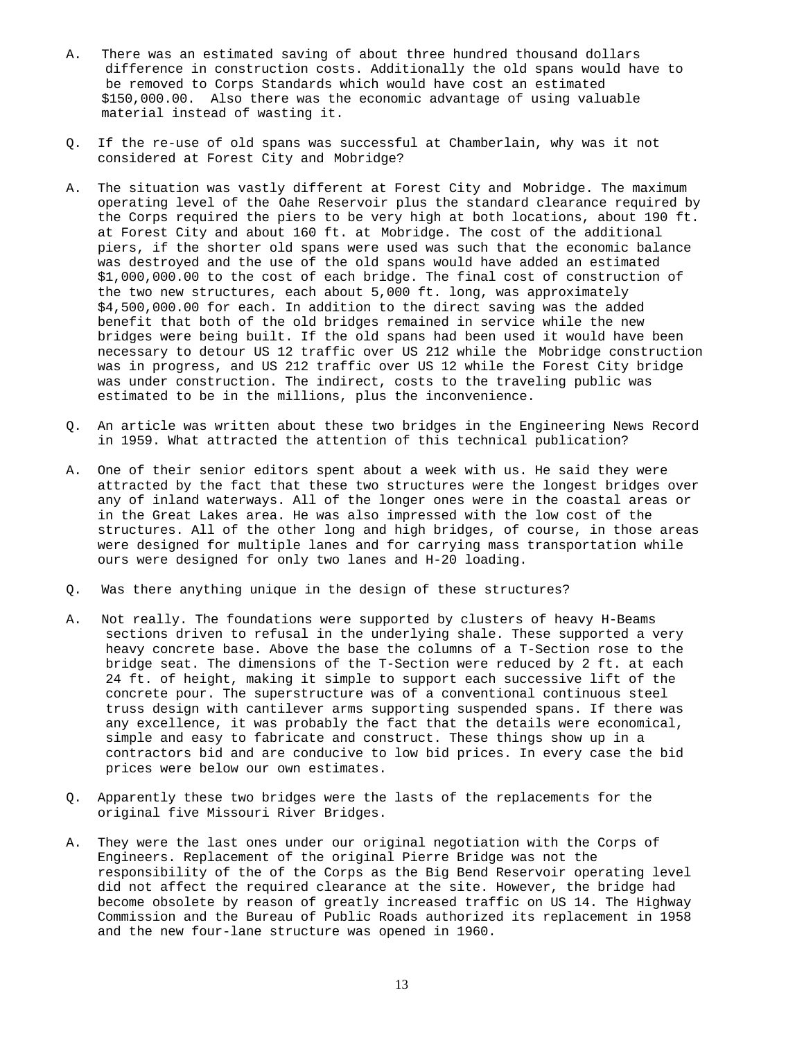A. There was an estimated saving of about three hundred thousand dollars difference in construction costs. Additionally the old spans would have to be removed to Corps Standards which would have cost an estimated $150,000.00. Also there was the economic advantage of using valuable material instead of wasting it.

Q. If the re-use of old spans was successful at Chamberlain, why was it not considered at Forest City and Mobridge?

A. The situation was vastly different at Forest City and Mobridge. The maximum operating level of the Oahe Reservoir plus the standard clearance required by the Corps required the piers to be very high at both locations, about 190 ft. at Forest City and about 160 ft. at Mobridge. The cost of the additional piers, if the shorter old spans were used was such that the economic balance was destroyed and the use of the old spans would have added an estimated $1,000,000.00 to the cost of each bridge. The final cost of construction of the two new structures, each about 5,000 ft. long, was approximately $4,500,000.00 for each. In addition to the direct saving was the added benefit that both of the old bridges remained in service while the new bridges were being built. If the old spans had been used it would have been necessary to detour US 12 traffic over US 212 while the Mobridge construction was in progress, and US 212 traffic over US 12 while the Forest City bridge was under construction. The indirect, costs to the traveling public was estimated to be in the millions, plus the inconvenience.

Q. An article was written about these two bridges in the Engineering News Record in 1959. What attracted the attention of this technical publication?

A. One of their senior editors spent about a week with us. He said they were attracted by the fact that these two structures were the longest bridges over any of inland waterways. All of the longer ones were in the coastal areas or in the Great Lakes area. He was also impressed with the low cost of the structures. All of the other long and high bridges, of course, in those areas were designed for multiple lanes and for carrying mass transportation while ours were designed for only two lanes and H-20 loading.

Q. Was there anything unique in the design of these structures?

A. Not really. The foundations were supported by clusters of heavy H-Beams sections driven to refusal in the underlying shale. These supported a very heavy concrete base. Above the base the columns of a T-Section rose to the bridge seat. The dimensions of the T-Section were reduced by 2 ft. at each 24 ft. of height, making it simple to support each successive lift of the concrete pour. The superstructure was of a conventional continuous steel truss design with cantilever arms supporting suspended spans. If there was any excellence, it was probably the fact that the details were economical, simple and easy to fabricate and construct. These things show up in a contractors bid and are conducive to low bid prices. In every case the bid prices were below our own estimates.

Q. Apparently these two bridges were the lasts of the replacements for the original five Missouri River Bridges.

A. They were the last ones under our original negotiation with the Corps of Engineers. Replacement of the original Pierre Bridge was not the responsibility of the of the Corps as the Big Bend Reservoir operating level did not affect the required clearance at the site. However, the bridge had become obsolete by reason of greatly increased traffic on US 14. The Highway Commission and the Bureau of Public Roads authorized its replacement in 1958 and the new four-lane structure was opened in 1960.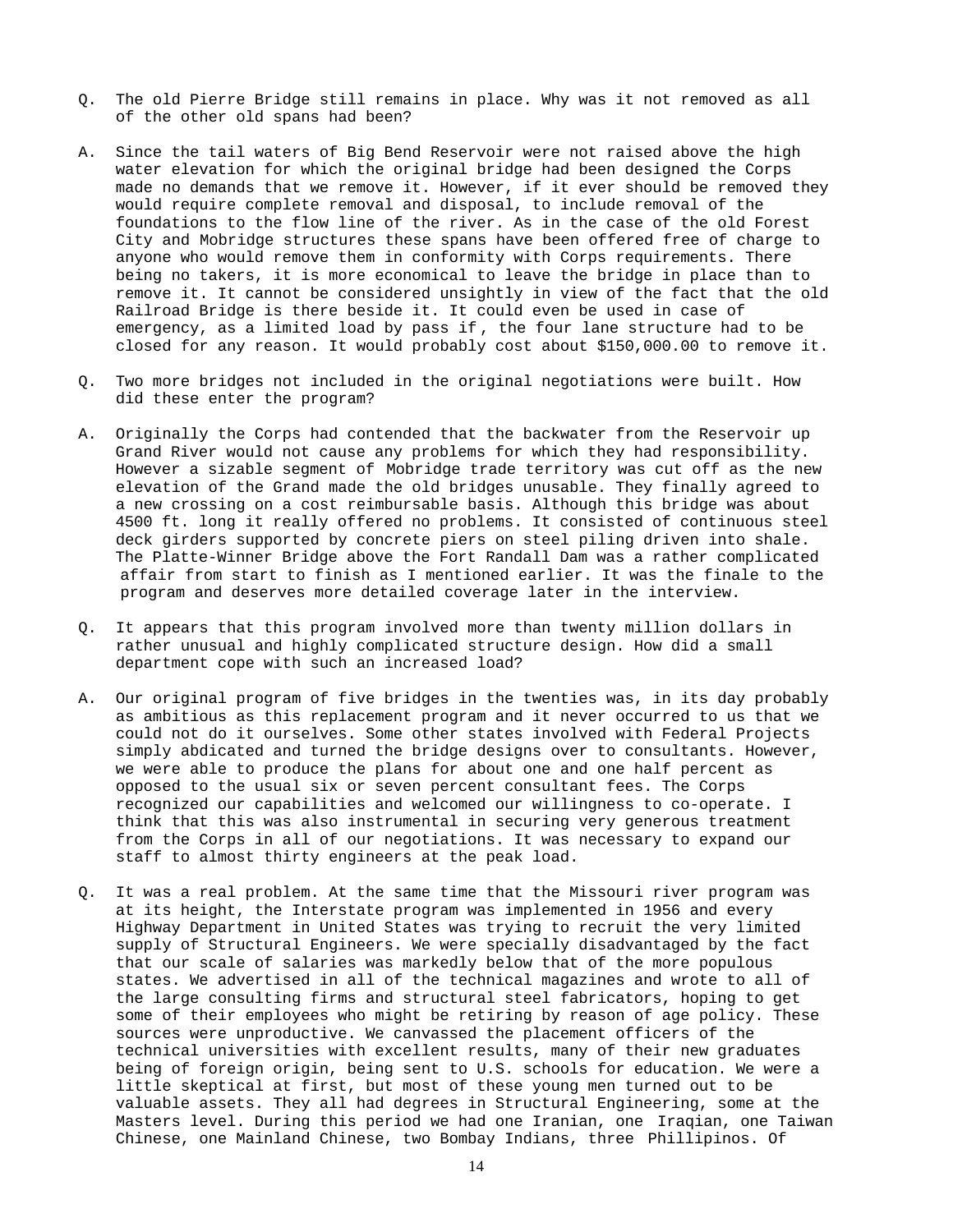Q. The old Pierre Bridge still remains in place. Why was it not removed as all of the other old spans had been?

A. Since the tail waters of Big Bend Reservoir were not raised above the high water elevation for which the original bridge had been designed the Corps made no demands that we remove it. However, if it ever should be removed they would require complete removal and disposal, to include removal of the foundations to the flow line of the river. As in the case of the old Forest City and Mobridge structures these spans have been offered free of charge to anyone who would remove them in conformity with Corps requirements. There being no takers, it is more economical to leave the bridge in place than to remove it. It cannot be considered unsightly in view of the fact that the old Railroad Bridge is there beside it. It could even be used in case of emergency, as a limited load by pass if, the four lane structure had to be closed for any reason. It would probably cost about $150,000.00 to remove it.

Q. Two more bridges not included in the original negotiations were built. How did these enter the program?

A. Originally the Corps had contended that the backwater from the Reservoir up Grand River would not cause any problems for which they had responsibility. However a sizable segment of Mobridge trade territory was cut off as the new elevation of the Grand made the old bridges unusable. They finally agreed to a new crossing on a cost reimbursable basis. Although this bridge was about 4500 ft. long it really offered no problems. It consisted of continuous steel deck girders supported by concrete piers on steel piling driven into shale. The Platte-Winner Bridge above the Fort Randall Dam was a rather complicated affair from start to finish as I mentioned earlier. It was the finale to the program and deserves more detailed coverage later in the interview.

Q. It appears that this program involved more than twenty million dollars in rather unusual and highly complicated structure design. How did a small department cope with such an increased load?

A. Our original program of five bridges in the twenties was, in its day probably as ambitious as this replacement program and it never occurred to us that we could not do it ourselves. Some other states involved with Federal Projects simply abdicated and turned the bridge designs over to consultants. However, we were able to produce the plans for about one and one half percent as opposed to the usual six or seven percent consultant fees. The Corps recognized our capabilities and welcomed our willingness to co-operate. I think that this was also instrumental in securing very generous treatment from the Corps in all of our negotiations. It was necessary to expand our staff to almost thirty engineers at the peak load.

Q. It was a real problem. At the same time that the Missouri river program was at its height, the Interstate program was implemented in 1956 and every Highway Department in United States was trying to recruit the very limited supply of Structural Engineers. We were specially disadvantaged by the fact that our scale of salaries was markedly below that of the more populous states. We advertised in all of the technical magazines and wrote to all of the large consulting firms and structural steel fabricators, hoping to get some of their employees who might be retiring by reason of age policy. These sources were unproductive. We canvassed the placement officers of the technical universities with excellent results, many of their new graduates being of foreign origin, being sent to U.S. schools for education. We were a little skeptical at first, but most of these young men turned out to be valuable assets. They all had degrees in Structural Engineering, some at the Masters level. During this period we had one Iranian, one Iraqian, one Taiwan Chinese, one Mainland Chinese, two Bombay Indians, three Phillipinos. Of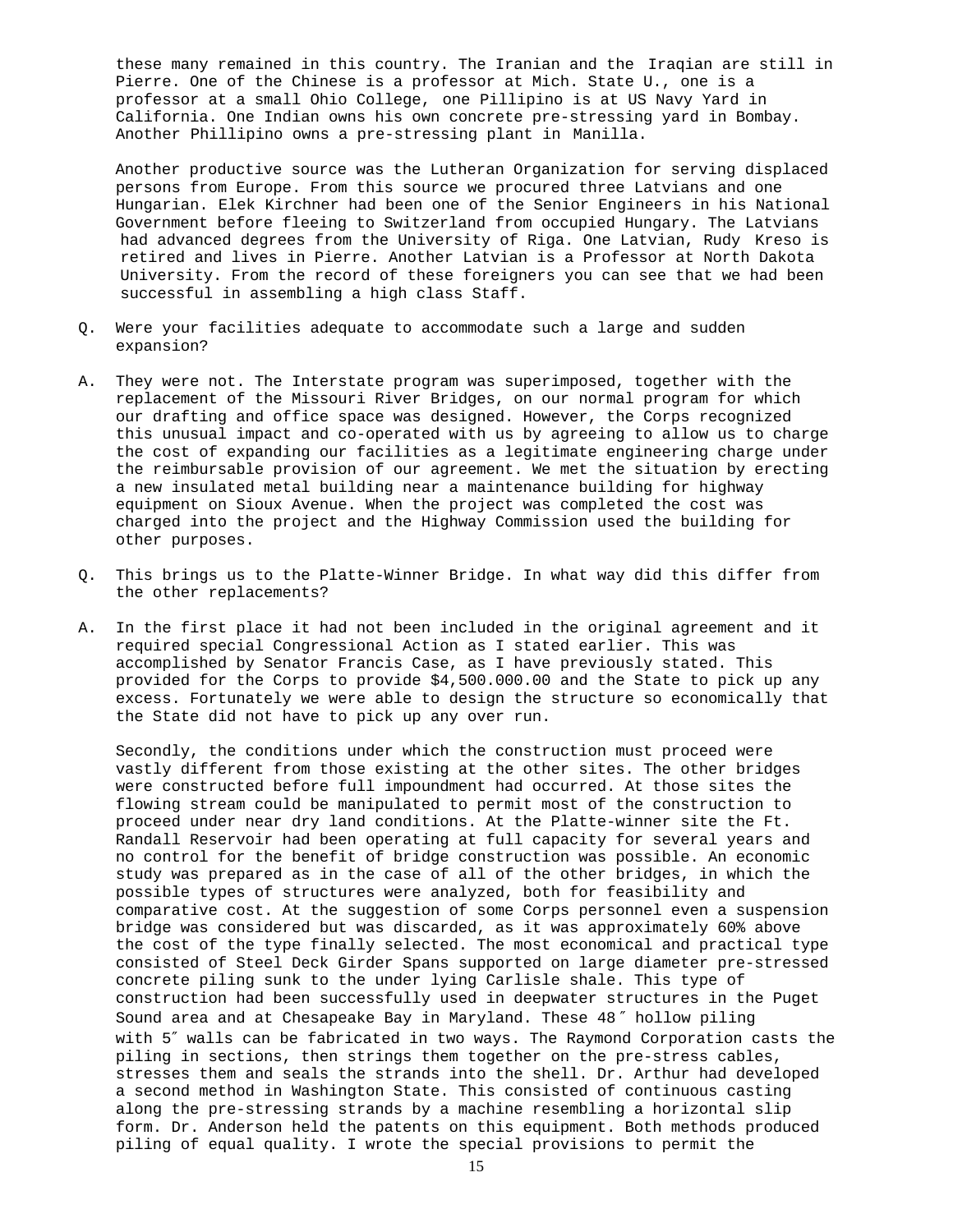these many remained in this country. The Iranian and the Iraqian are still in Pierre. One of the Chinese is a professor at Mich. State U., one is a professor at a small Ohio College, one Pillipino is at US Navy Yard in California. One Indian owns his own concrete pre-stressing yard in Bombay. Another Phillipino owns a pre-stressing plant in Manilla.

Another productive source was the Lutheran Organization for serving displaced persons from Europe. From this source we procured three Latvians and one Hungarian. Elek Kirchner had been one of the Senior Engineers in his National Government before fleeing to Switzerland from occupied Hungary. The Latvians had advanced degrees from the University of Riga. One Latvian, Rudy Kreso is retired and lives in Pierre. Another Latvian is a Professor at North Dakota University. From the record of these foreigners you can see that we had been successful in assembling a high class Staff.

Q. Were your facilities adequate to accommodate such a large and sudden expansion?

A. They were not. The Interstate program was superimposed, together with the replacement of the Missouri River Bridges, on our normal program for which our drafting and office space was designed. However, the Corps recognized this unusual impact and co-operated with us by agreeing to allow us to charge the cost of expanding our facilities as a legitimate engineering charge under the reimbursable provision of our agreement. We met the situation by erecting a new insulated metal building near a maintenance building for highway equipment on Sioux Avenue. When the project was completed the cost was charged into the project and the Highway Commission used the building for other purposes.

Q. This brings us to the Platte-Winner Bridge. In what way did this differ from the other replacements?

A. In the first place it had not been included in the original agreement and it required special Congressional Action as I stated earlier. This was accomplished by Senator Francis Case, as I have previously stated. This provided for the Corps to provide $4,500.000.00 and the State to pick up any excess. Fortunately we were able to design the structure so economically that the State did not have to pick up any over run.

Secondly, the conditions under which the construction must proceed were vastly different from those existing at the other sites. The other bridges were constructed before full impoundment had occurred. At those sites the flowing stream could be manipulated to permit most of the construction to proceed under near dry land conditions. At the Platte-winner site the Ft. Randall Reservoir had been operating at full capacity for several years and no control for the benefit of bridge construction was possible. An economic study was prepared as in the case of all of the other bridges, in which the possible types of structures were analyzed, both for feasibility and comparative cost. At the suggestion of some Corps personnel even a suspension bridge was considered but was discarded, as it was approximately 60% above the cost of the type finally selected. The most economical and practical type consisted of Steel Deck Girder Spans supported on large diameter pre-stressed concrete piling sunk to the under lying Carlisle shale. This type of construction had been successfully used in deepwater structures in the Puget Sound area and at Chesapeake Bay in Maryland. These 48″ hollow piling with 5″ walls can be fabricated in two ways. The Raymond Corporation casts the piling in sections, then strings them together on the pre-stress cables, stresses them and seals the strands into the shell. Dr. Arthur had developed a second method in Washington State. This consisted of continuous casting along the pre-stressing strands by a machine resembling a horizontal slip form. Dr. Anderson held the patents on this equipment. Both methods produced piling of equal quality. I wrote the special provisions to permit the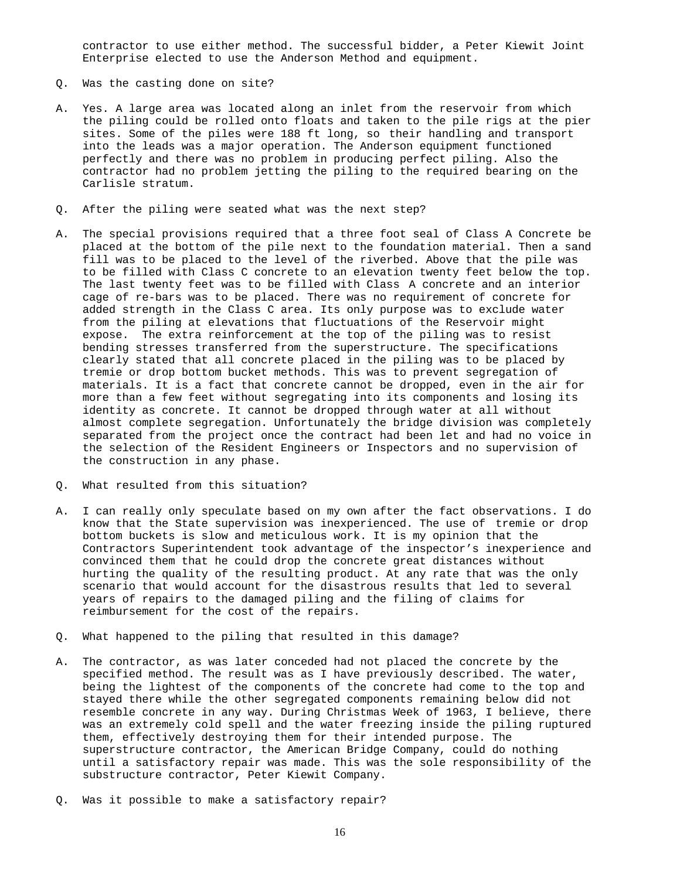contractor to use either method. The successful bidder, a Peter Kiewit Joint Enterprise elected to use the Anderson Method and equipment.

Q. Was the casting done on site?

A. Yes. A large area was located along an inlet from the reservoir from which the piling could be rolled onto floats and taken to the pile rigs at the pier sites. Some of the piles were 188 ft long, so their handling and transport into the leads was a major operation. The Anderson equipment functioned perfectly and there was no problem in producing perfect piling. Also the contractor had no problem jetting the piling to the required bearing on the Carlisle stratum.

Q. After the piling were seated what was the next step?

A. The special provisions required that a three foot seal of Class A Concrete be placed at the bottom of the pile next to the foundation material. Then a sand fill was to be placed to the level of the riverbed. Above that the pile was to be filled with Class C concrete to an elevation twenty feet below the top. The last twenty feet was to be filled with Class A concrete and an interior cage of re-bars was to be placed. There was no requirement of concrete for added strength in the Class C area. Its only purpose was to exclude water from the piling at elevations that fluctuations of the Reservoir might expose. The extra reinforcement at the top of the piling was to resist bending stresses transferred from the superstructure. The specifications clearly stated that all concrete placed in the piling was to be placed by tremie or drop bottom bucket methods. This was to prevent segregation of materials. It is a fact that concrete cannot be dropped, even in the air for more than a few feet without segregating into its components and losing its identity as concrete. It cannot be dropped through water at all without almost complete segregation. Unfortunately the bridge division was completely separated from the project once the contract had been let and had no voice in the selection of the Resident Engineers or Inspectors and no supervision of the construction in any phase.

Q. What resulted from this situation?

A. I can really only speculate based on my own after the fact observations. I do know that the State supervision was inexperienced. The use of tremie or drop bottom buckets is slow and meticulous work. It is my opinion that the Contractors Superintendent took advantage of the inspector's inexperience and convinced them that he could drop the concrete great distances without hurting the quality of the resulting product. At any rate that was the only scenario that would account for the disastrous results that led to several years of repairs to the damaged piling and the filing of claims for reimbursement for the cost of the repairs.

Q. What happened to the piling that resulted in this damage?

A. The contractor, as was later conceded had not placed the concrete by the specified method. The result was as I have previously described. The water, being the lightest of the components of the concrete had come to the top and stayed there while the other segregated components remaining below did not resemble concrete in any way. During Christmas Week of 1963, I believe, there was an extremely cold spell and the water freezing inside the piling ruptured them, effectively destroying them for their intended purpose. The superstructure contractor, the American Bridge Company, could do nothing until a satisfactory repair was made. This was the sole responsibility of the substructure contractor, Peter Kiewit Company.

Q. Was it possible to make a satisfactory repair?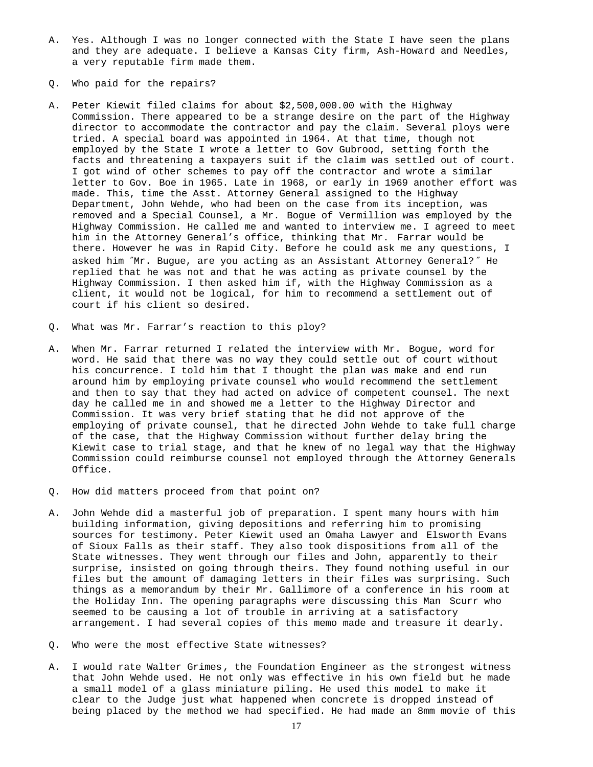A. Yes. Although I was no longer connected with the State I have seen the plans and they are adequate. I believe a Kansas City firm, Ash-Howard and Needles, a very reputable firm made them.

Q. Who paid for the repairs?

A. Peter Kiewit filed claims for about $2,500,000.00 with the Highway Commission. There appeared to be a strange desire on the part of the Highway director to accommodate the contractor and pay the claim. Several ploys were tried. A special board was appointed in 1964. At that time, though not employed by the State I wrote a letter to Gov Gubrood, setting forth the facts and threatening a taxpayers suit if the claim was settled out of court. I got wind of other schemes to pay off the contractor and wrote a similar letter to Gov. Boe in 1965. Late in 1968, or early in 1969 another effort was made. This, time the Asst. Attorney General assigned to the Highway Department, John Wehde, who had been on the case from its inception, was removed and a Special Counsel, a Mr. Bogue of Vermillion was employed by the Highway Commission. He called me and wanted to interview me. I agreed to meet him in the Attorney General's office, thinking that Mr. Farrar would be there. However he was in Rapid City. Before he could ask me any questions, I asked him "Mr. Bugue, are you acting as an Assistant Attorney General?" He replied that he was not and that he was acting as private counsel by the Highway Commission. I then asked him if, with the Highway Commission as a client, it would not be logical, for him to recommend a settlement out of court if his client so desired.

Q. What was Mr. Farrar's reaction to this ploy?

A. When Mr. Farrar returned I related the interview with Mr. Bogue, word for word. He said that there was no way they could settle out of court without his concurrence. I told him that I thought the plan was make and end run around him by employing private counsel who would recommend the settlement and then to say that they had acted on advice of competent counsel. The next day he called me in and showed me a letter to the Highway Director and Commission. It was very brief stating that he did not approve of the employing of private counsel, that he directed John Wehde to take full charge of the case, that the Highway Commission without further delay bring the Kiewit case to trial stage, and that he knew of no legal way that the Highway Commission could reimburse counsel not employed through the Attorney Generals Office.

Q. How did matters proceed from that point on?

A. John Wehde did a masterful job of preparation. I spent many hours with him building information, giving depositions and referring him to promising sources for testimony. Peter Kiewit used an Omaha Lawyer and Elsworth Evans of Sioux Falls as their staff. They also took dispositions from all of the State witnesses. They went through our files and John, apparently to their surprise, insisted on going through theirs. They found nothing useful in our files but the amount of damaging letters in their files was surprising. Such things as a memorandum by their Mr. Gallimore of a conference in his room at the Holiday Inn. The opening paragraphs were discussing this Man Scurr who seemed to be causing a lot of trouble in arriving at a satisfactory arrangement. I had several copies of this memo made and treasure it dearly.

Q. Who were the most effective State witnesses?

A. I would rate Walter Grimes, the Foundation Engineer as the strongest witness that John Wehde used. He not only was effective in his own field but he made a small model of a glass miniature piling. He used this model to make it clear to the Judge just what happened when concrete is dropped instead of being placed by the method we had specified. He had made an 8mm movie of this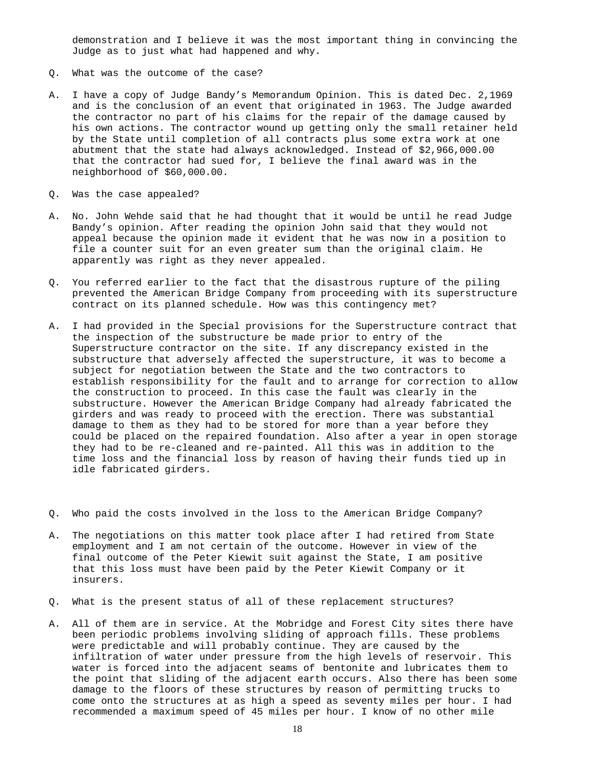demonstration and I believe it was the most important thing in convincing the Judge as to just what had happened and why.

Q. What was the outcome of the case?

A. I have a copy of Judge Bandy's Memorandum Opinion. This is dated Dec. 2,1969 and is the conclusion of an event that originated in 1963. The Judge awarded the contractor no part of his claims for the repair of the damage caused by his own actions. The contractor wound up getting only the small retainer held by the State until completion of all contracts plus some extra work at one abutment that the state had always acknowledged. Instead of $2,966,000.00 that the contractor had sued for, I believe the final award was in the neighborhood of $60,000.00.

Q. Was the case appealed?

A. No. John Wehde said that he had thought that it would be until he read Judge Bandy's opinion. After reading the opinion John said that they would not appeal because the opinion made it evident that he was now in a position to file a counter suit for an even greater sum than the original claim. He apparently was right as they never appealed.

Q. You referred earlier to the fact that the disastrous rupture of the piling prevented the American Bridge Company from proceeding with its superstructure contract on its planned schedule. How was this contingency met?

A. I had provided in the Special provisions for the Superstructure contract that the inspection of the substructure be made prior to entry of the Superstructure contractor on the site. If any discrepancy existed in the substructure that adversely affected the superstructure, it was to become a subject for negotiation between the State and the two contractors to establish responsibility for the fault and to arrange for correction to allow the construction to proceed. In this case the fault was clearly in the substructure. However the American Bridge Company had already fabricated the girders and was ready to proceed with the erection. There was substantial damage to them as they had to be stored for more than a year before they could be placed on the repaired foundation. Also after a year in open storage they had to be re-cleaned and re-painted. All this was in addition to the time loss and the financial loss by reason of having their funds tied up in idle fabricated girders.

Q. Who paid the costs involved in the loss to the American Bridge Company?

A. The negotiations on this matter took place after I had retired from State employment and I am not certain of the outcome. However in view of the final outcome of the Peter Kiewit suit against the State, I am positive that this loss must have been paid by the Peter Kiewit Company or it insurers.

Q. What is the present status of all of these replacement structures?

A. All of them are in service. At the Mobridge and Forest City sites there have been periodic problems involving sliding of approach fills. These problems were predictable and will probably continue. They are caused by the infiltration of water under pressure from the high levels of reservoir. This water is forced into the adjacent seams of bentonite and lubricates them to the point that sliding of the adjacent earth occurs. Also there has been some damage to the floors of these structures by reason of permitting trucks to come onto the structures at as high a speed as seventy miles per hour. I had recommended a maximum speed of 45 miles per hour. I know of no other mile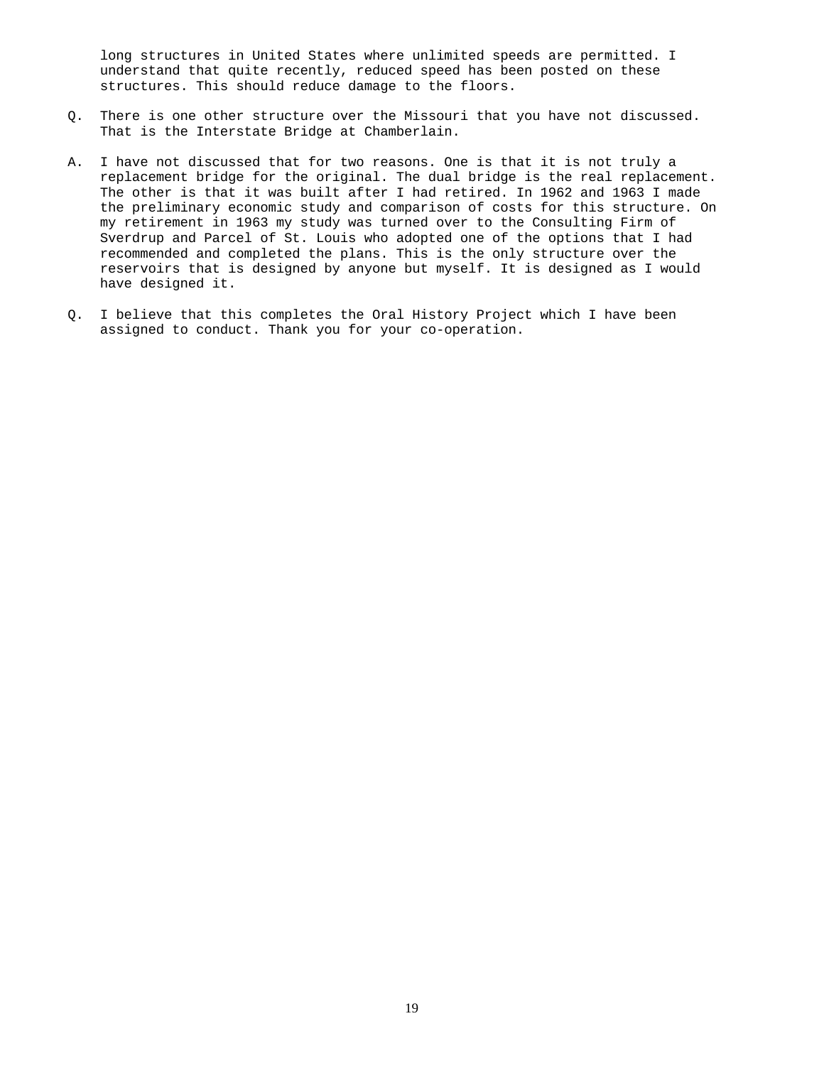long structures in United States where unlimited speeds are permitted. I understand that quite recently, reduced speed has been posted on these structures. This should reduce damage to the floors.

Q. There is one other structure over the Missouri that you have not discussed. That is the Interstate Bridge at Chamberlain.

A. I have not discussed that for two reasons. One is that it is not truly a replacement bridge for the original. The dual bridge is the real replacement. The other is that it was built after I had retired. In 1962 and 1963 I made the preliminary economic study and comparison of costs for this structure. On my retirement in 1963 my study was turned over to the Consulting Firm of Sverdrup and Parcel of St. Louis who adopted one of the options that I had recommended and completed the plans. This is the only structure over the reservoirs that is designed by anyone but myself. It is designed as I would have designed it.

Q. I believe that this completes the Oral History Project which I have been assigned to conduct. Thank you for your co-operation.